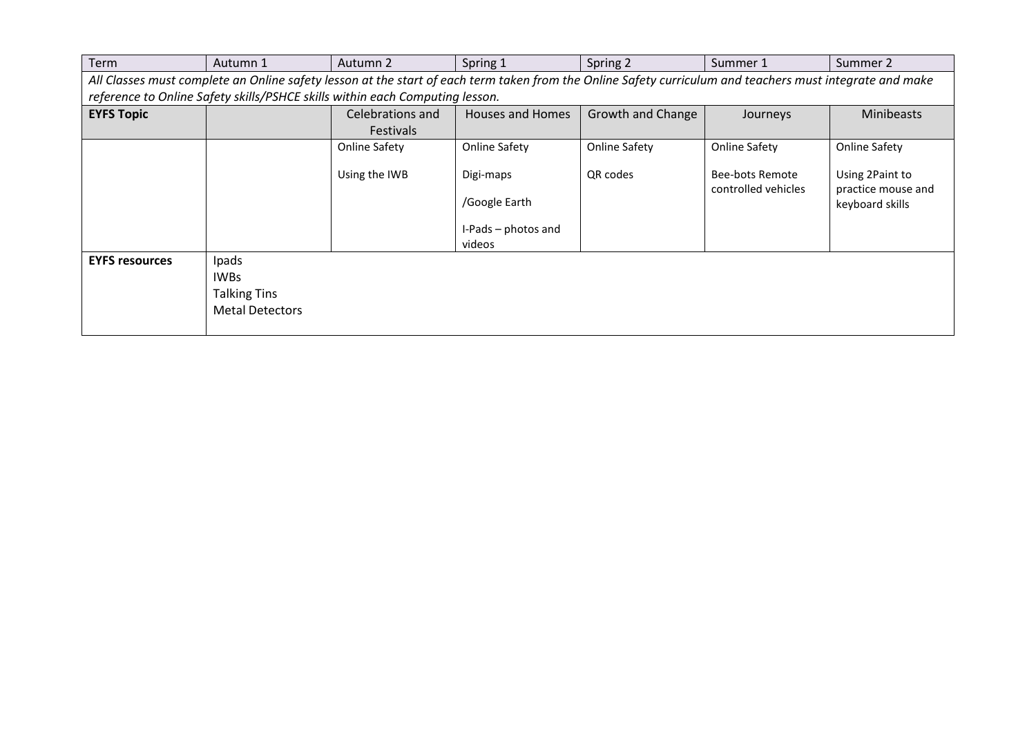| Term | Autumn 1 | Autumn 2 | Spring 1 | Spring 2 | Summer 1 | Summer 2 |
|---|---|---|---|---|---|---|
| *All Classes must complete an Online safety lesson at the start of each term taken from the Online Safety curriculum and teachers must integrate and make reference to Online Safety skills/PSHCE skills within each Computing lesson.* | | | | | | |
| **EYFS Topic** | | Celebrations and Festivals | Houses and Homes | Growth and Change | Journeys | Minibeasts |
| | | Online Safety<br><br>Using the IWB | Online Safety<br><br>Digi-maps<br><br>/Google Earth<br><br>I-Pads – photos and videos | Online Safety<br><br>QR codes | Online Safety<br><br>Bee-bots Remote controlled vehicles | Online Safety<br><br>Using 2Paint to practice mouse and keyboard skills |
| **EYFS resources** | Ipads<br>IWBs<br>Talking Tins<br>Metal Detectors | | | | | |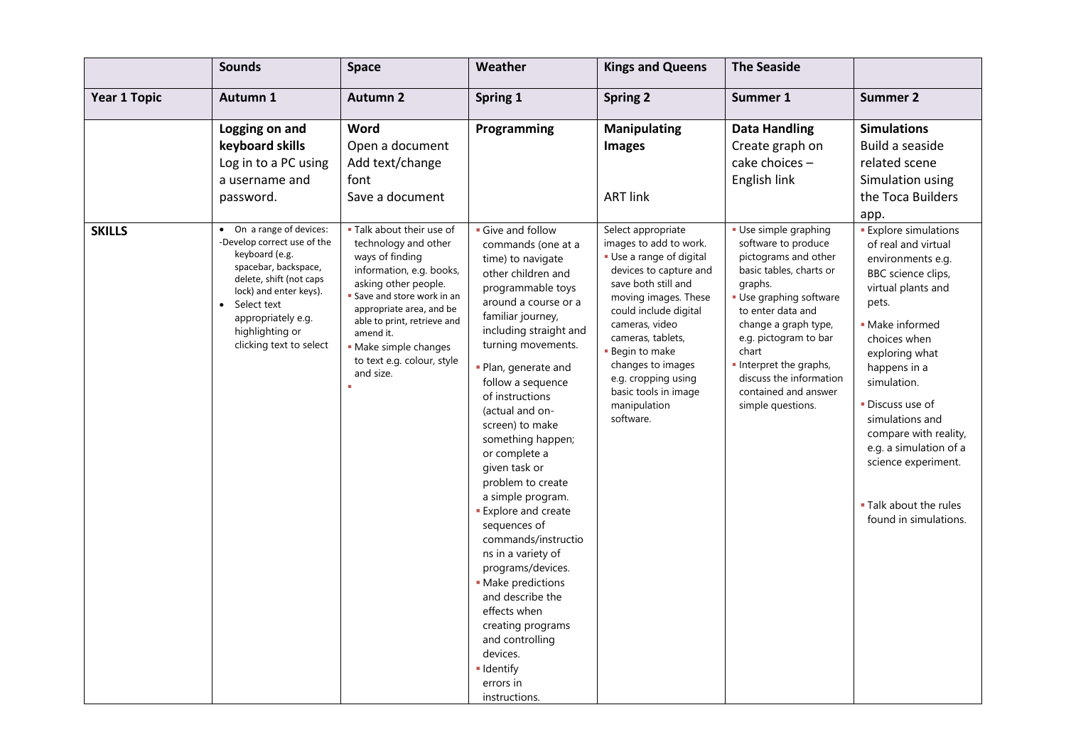| | **Sounds** | **Space** | **Weather** | **Kings and Queens** | **The Seaside** | |
|---|---|---|---|---|---|---|
| **Year 1 Topic** | **Autumn 1** | **Autumn 2** | **Spring 1** | **Spring 2** | **Summer 1** | **Summer 2** |
| | **Logging on and keyboard skills** Log in to a PC using a username and password. | **Word** Open a document Add text/change font Save a document | **Programming** | **Manipulating Images** ART link | **Data Handling** Create graph on cake choices – English link | **Simulations** Build a seaside related scene Simulation using the Toca Builders app. |
| **SKILLS** | • On a range of devices: -Develop correct use of the keyboard (e.g. spacebar, backspace, delete, shift (not caps lock) and enter keys). • Select text appropriately e.g. highlighting or clicking text to select | ▪ Talk about their use of technology and other ways of finding information, e.g. books, asking other people. ▪ Save and store work in an appropriate area, and be able to print, retrieve and amend it. ▪ Make simple changes to text e.g. colour, style and size. ▪ | ▪ Give and follow commands (one at a time) to navigate other children and programmable toys around a course or a familiar journey, including straight and turning movements. ▪ Plan, generate and follow a sequence of instructions (actual and on-screen) to make something happen; or complete a given task or problem to create a simple program. ▪ Explore and create sequences of commands/instructions in a variety of programs/devices. ▪ Make predictions and describe the effects when creating programs and controlling devices. ▪ Identify errors in instructions. | Select appropriate images to add to work. ▪ Use a range of digital devices to capture and save both still and moving images. These could include digital cameras, video cameras, tablets, ▪ Begin to make changes to images e.g. cropping using basic tools in image manipulation software. | ▪ Use simple graphing software to produce pictograms and other basic tables, charts or graphs. ▪ Use graphing software to enter data and change a graph type, e.g. pictogram to bar chart ▪ Interpret the graphs, discuss the information contained and answer simple questions. | ▪ Explore simulations of real and virtual environments e.g. BBC science clips, virtual plants and pets. ▪ Make informed choices when exploring what happens in a simulation. ▪ Discuss use of simulations and compare with reality, e.g. a simulation of a science experiment. ▪ Talk about the rules found in simulations. |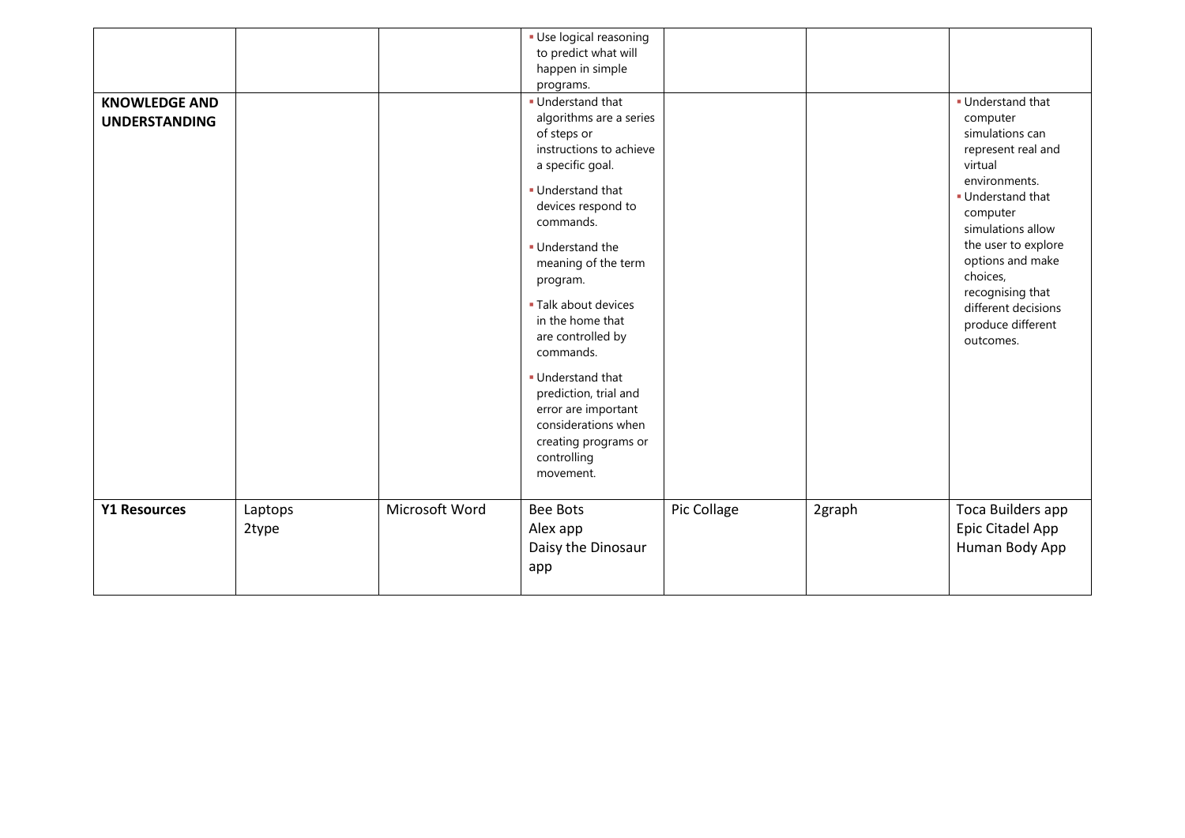| | | | | | | |
|---|---|---|---|---|---|---|
| | | | ▪ Use logical reasoning to predict what will happen in simple programs. | | | |
| **KNOWLEDGE AND UNDERSTANDING** | | | ▪ Understand that algorithms are a series of steps or instructions to achieve a specific goal.<br>▪ Understand that devices respond to commands.<br>▪ Understand the meaning of the term program.<br>▪ Talk about devices in the home that are controlled by commands.<br>▪ Understand that prediction, trial and error are important considerations when creating programs or controlling movement. | | | ▪ Understand that computer simulations can represent real and virtual environments.<br>▪ Understand that computer simulations allow the user to explore options and make choices, recognising that different decisions produce different outcomes. |
| **Y1 Resources** | Laptops<br>2type | Microsoft Word | Bee Bots<br>Alex app<br>Daisy the Dinosaur app | Pic Collage | 2graph | Toca Builders app<br>Epic Citadel App<br>Human Body App |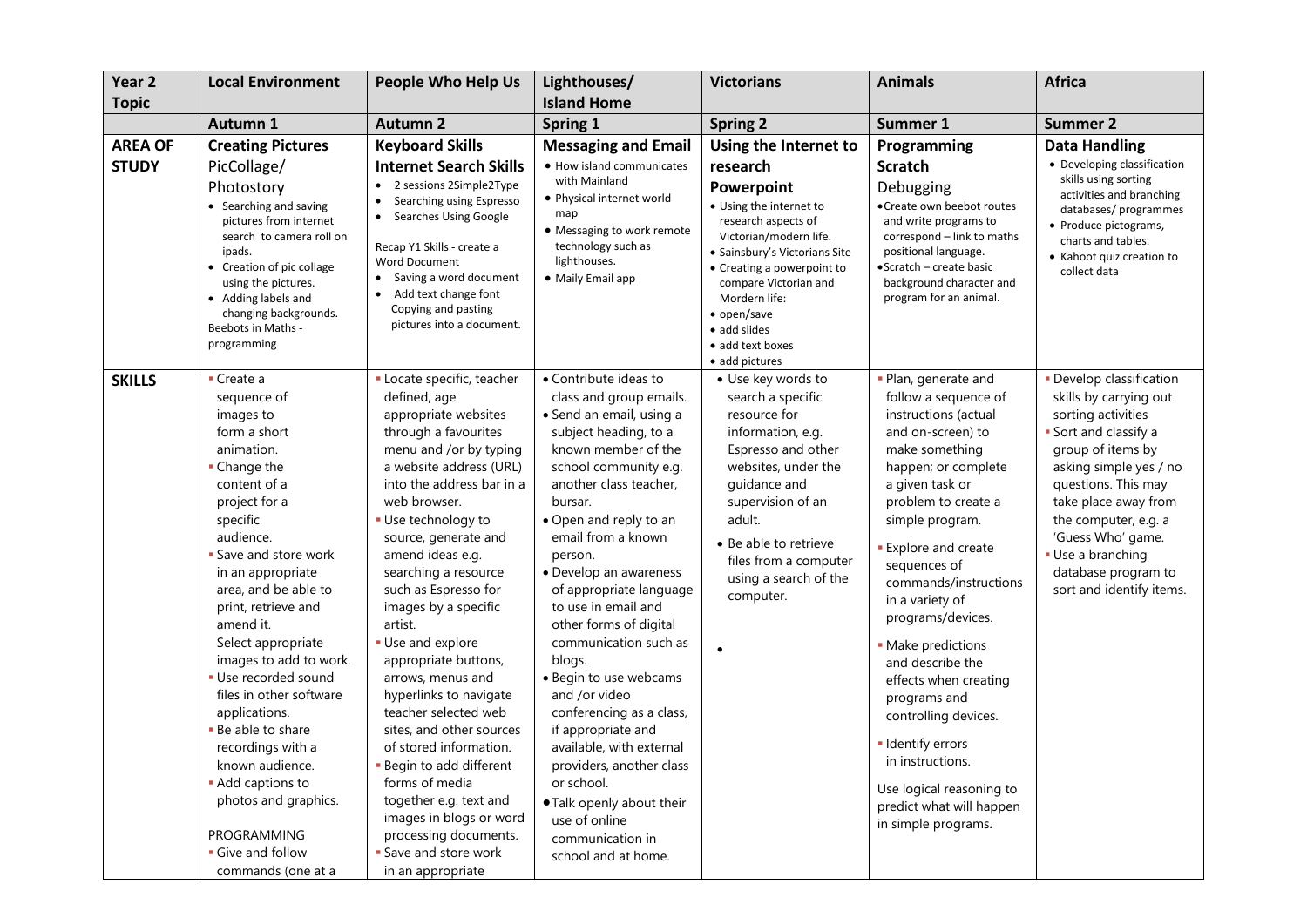| Year 2 Topic | Local Environment | People Who Help Us | Lighthouses/ Island Home | Victorians | Animals | Africa |
|---|---|---|---|---|---|---|
| | **Autumn 1** | **Autumn 2** | **Spring 1** | **Spring 2** | **Summer 1** | **Summer 2** |
| **AREA OF STUDY** | **Creating Pictures** PicCollage/ Photostory<br>• Searching and saving pictures from internet search to camera roll on ipads.<br>• Creation of pic collage using the pictures.<br>• Adding labels and changing backgrounds.<br>Beebots in Maths - programming | **Keyboard Skills**<br>**Internet Search Skills**<br>• 2 sessions 2Simple2Type<br>• Searching using Espresso<br>• Searches Using Google<br><br>Recap Y1 Skills - create a Word Document<br>• Saving a word document<br>• Add text change font Copying and pasting pictures into a document. | **Messaging and Email**<br>• How island communicates with Mainland<br>• Physical internet world map<br>• Messaging to work remote technology such as lighthouses.<br>• Maily Email app | **Using the Internet to research**<br>**Powerpoint**<br>• Using the internet to research aspects of Victorian/modern life.<br>• Sainsbury's Victorians Site<br>• Creating a powerpoint to compare Victorian and Mordern life:<br>• open/save<br>• add slides<br>• add text boxes<br>• add pictures | **Programming**<br>**Scratch**<br>Debugging<br>• Create own beebot routes and write programs to correspond – link to maths positional language.<br>• Scratch – create basic background character and program for an animal. | **Data Handling**<br>• Developing classification skills using sorting activities and branching databases/ programmes<br>• Produce pictograms, charts and tables.<br>• Kahoot quiz creation to collect data |
| **SKILLS** | ▪ Create a sequence of images to form a short animation.<br>▪ Change the content of a project for a specific audience.<br>▪ Save and store work in an appropriate area, and be able to print, retrieve and amend it.<br>Select appropriate images to add to work.<br>▪ Use recorded sound files in other software applications.<br>▪ Be able to share recordings with a known audience.<br>▪ Add captions to photos and graphics.<br><br>PROGRAMMING<br>▪ Give and follow commands (one at a | ▪ Locate specific, teacher defined, age appropriate websites through a favourites menu and /or by typing a website address (URL) into the address bar in a web browser.<br>▪ Use technology to source, generate and amend ideas e.g. searching a resource such as Espresso for images by a specific artist.<br>▪ Use and explore appropriate buttons, arrows, menus and hyperlinks to navigate teacher selected web sites, and other sources of stored information.<br>▪ Begin to add different forms of media together e.g. text and images in blogs or word processing documents.<br>▪ Save and store work in an appropriate | • Contribute ideas to class and group emails.<br>• Send an email, using a subject heading, to a known member of the school community e.g. another class teacher, bursar.<br>• Open and reply to an email from a known person.<br>• Develop an awareness of appropriate language to use in email and other forms of digital communication such as blogs.<br>• Begin to use webcams and /or video conferencing as a class, if appropriate and available, with external providers, another class or school.<br>• Talk openly about their use of online communication in school and at home. | • Use key words to search a specific resource for information, e.g. Espresso and other websites, under the guidance and supervision of an adult.<br>• Be able to retrieve files from a computer using a search of the computer.<br>• | ▪ Plan, generate and follow a sequence of instructions (actual and on-screen) to make something happen; or complete a given task or problem to create a simple program.<br>▪ Explore and create sequences of commands/instructions in a variety of programs/devices.<br>▪ Make predictions and describe the effects when creating programs and controlling devices.<br>▪ Identify errors in instructions.<br>Use logical reasoning to predict what will happen in simple programs. | ▪ Develop classification skills by carrying out sorting activities<br>▪ Sort and classify a group of items by asking simple yes / no questions. This may take place away from the computer, e.g. a 'Guess Who' game.<br>▪ Use a branching database program to sort and identify items. |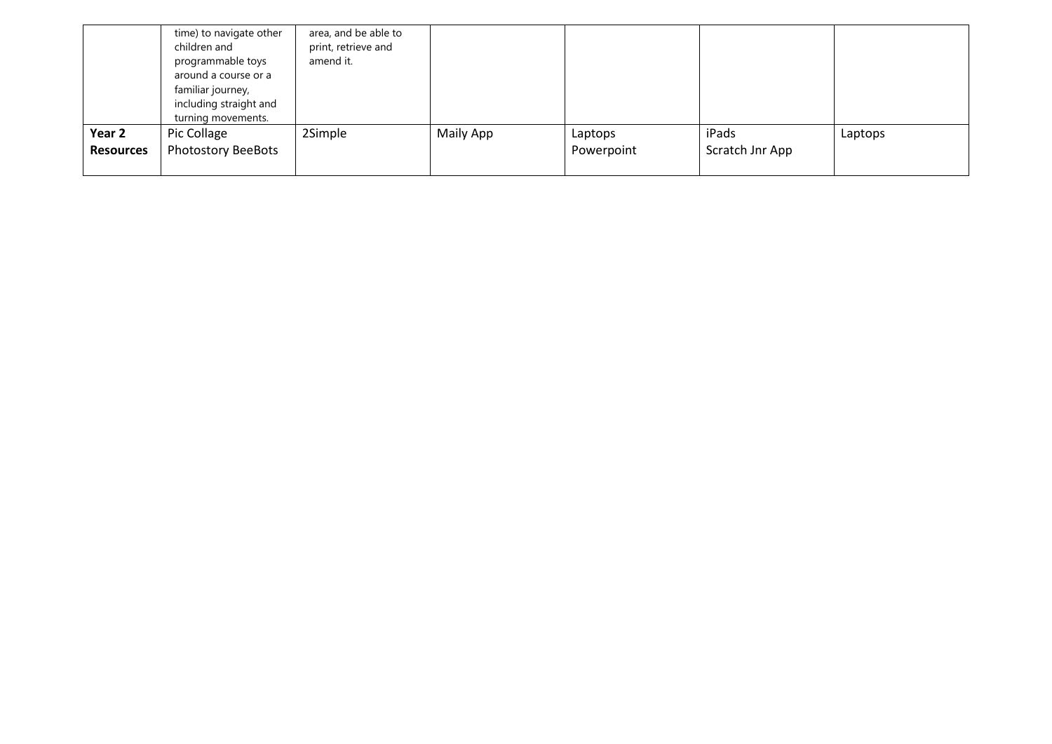| | | | | | | |
|---|---|---|---|---|---|---|
| | time) to navigate other children and programmable toys around a course or a familiar journey, including straight and turning movements. | area, and be able to print, retrieve and amend it. | | | | |
| **Year 2 Resources** | Pic Collage<br>Photostory BeeBots | 2Simple | Maily App | Laptops<br>Powerpoint | iPads<br>Scratch Jnr App | Laptops |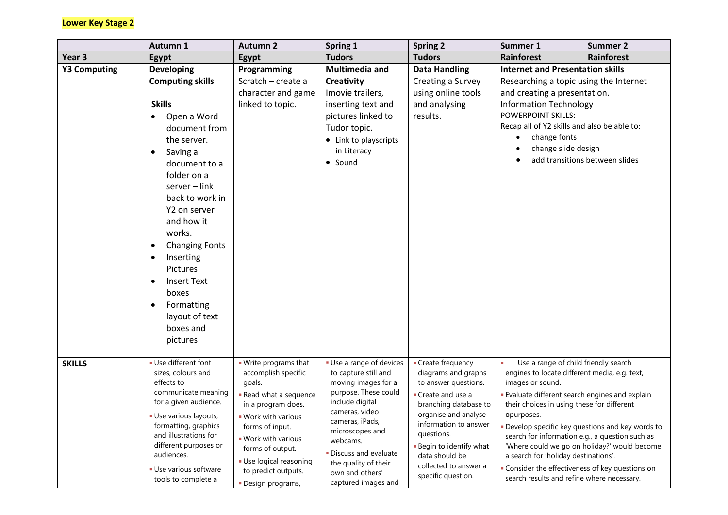**Lower Key Stage 2**

| | Autumn 1 | Autumn 2 | Spring 1 | Spring 2 | Summer 1 | Summer 2 |
|---|---|---|---|---|---|---|
| **Year 3** | **Egypt** | **Egypt** | **Tudors** | **Tudors** | **Rainforest** | **Rainforest** |
| **Y3 Computing** | **Developing Computing skills**<br><br>**Skills**<br>• Open a Word document from the server.<br>• Saving a document to a folder on a server – link back to work in Y2 on server and how it works.<br>• Changing Fonts<br>• Inserting Pictures<br>• Insert Text boxes<br>• Formatting layout of text boxes and pictures | **Programming**<br>Scratch – create a character and game linked to topic. | **Multimedia and Creativity**<br>Imovie trailers, inserting text and pictures linked to Tudor topic.<br>• Link to playscripts in Literacy<br>• Sound | **Data Handling**<br>Creating a Survey using online tools and analysing results. | **Internet and Presentation skills**<br>Researching a topic using the Internet and creating a presentation.<br>Information Technology<br>POWERPOINT SKILLS:<br>Recap all of Y2 skills and also be able to:<br>• change fonts<br>• change slide design<br>• add transitions between slides | |
| **SKILLS** | ▪ Use different font sizes, colours and effects to communicate meaning for a given audience.<br>▪ Use various layouts, formatting, graphics and illustrations for different purposes or audiences.<br>▪ Use various software tools to complete a | ▪ Write programs that accomplish specific goals.<br>▪ Read what a sequence in a program does.<br>▪ Work with various forms of input.<br>▪ Work with various forms of output.<br>▪ Use logical reasoning to predict outputs.<br>▪ Design programs, | ▪ Use a range of devices to capture still and moving images for a purpose. These could include digital cameras, video cameras, iPads, microscopes and webcams.<br>▪ Discuss and evaluate the quality of their own and others' captured images and | ▪ Create frequency diagrams and graphs to answer questions.<br>▪ Create and use a branching database to organise and analyse information to answer questions.<br>▪ Begin to identify what data should be collected to answer a specific question. | ▪ Use a range of child friendly search engines to locate different media, e.g. text, images or sound.<br>▪ Evaluate different search engines and explain their choices in using these for different opurposes.<br>▪ Develop specific key questions and key words to search for information e.g., a question such as 'Where could we go on holiday?' would become a search for 'holiday destinations'.<br>▪ Consider the effectiveness of key questions on search results and refine where necessary. | |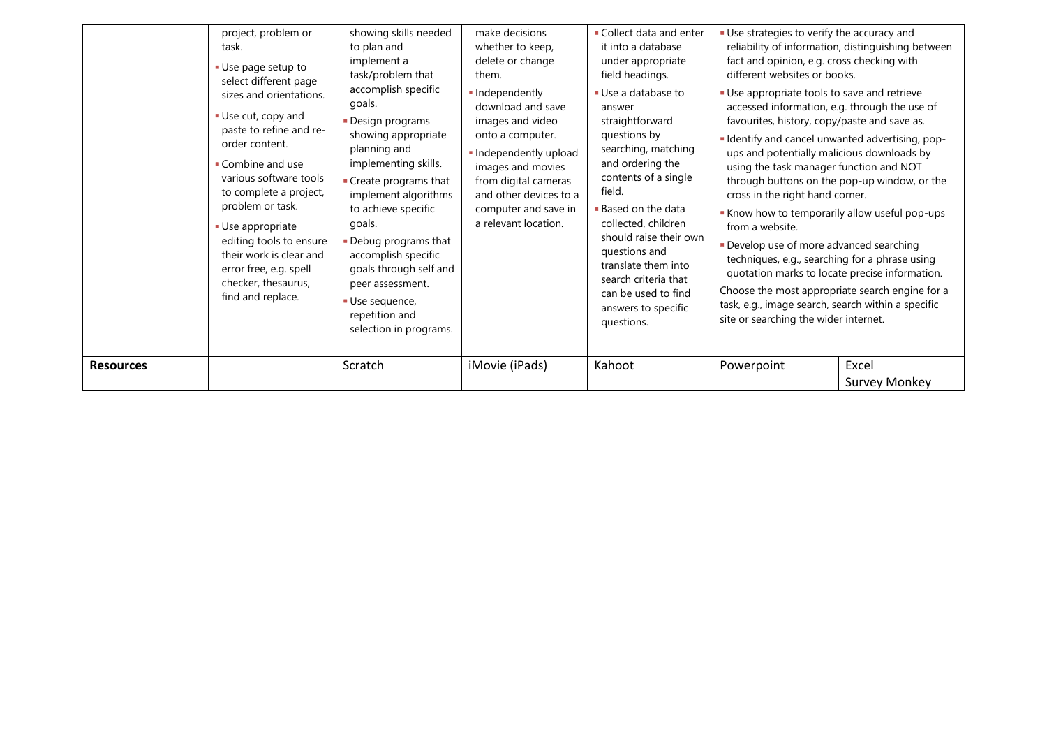| | | | | | | |
|---|---|---|---|---|---|---|
| | project, problem or task.<br>▪ Use page setup to select different page sizes and orientations.<br>▪ Use cut, copy and paste to refine and re-order content.<br>▪ Combine and use various software tools to complete a project, problem or task.<br>▪ Use appropriate editing tools to ensure their work is clear and error free, e.g. spell checker, thesaurus, find and replace. | showing skills needed to plan and implement a task/problem that accomplish specific goals.<br>▪ Design programs showing appropriate planning and implementing skills.<br>▪ Create programs that implement algorithms to achieve specific goals.<br>▪ Debug programs that accomplish specific goals through self and peer assessment.<br>▪ Use sequence, repetition and selection in programs. | make decisions whether to keep, delete or change them.<br>▪ Independently download and save images and video onto a computer.<br>▪ Independently upload images and movies from digital cameras and other devices to a computer and save in a relevant location. | ▪ Collect data and enter it into a database under appropriate field headings.<br>▪ Use a database to answer straightforward questions by searching, matching and ordering the contents of a single field.<br>▪ Based on the data collected, children should raise their own questions and translate them into search criteria that can be used to find answers to specific questions. | ▪ Use strategies to verify the accuracy and reliability of information, distinguishing between fact and opinion, e.g. cross checking with different websites or books.<br>▪ Use appropriate tools to save and retrieve accessed information, e.g. through the use of favourites, history, copy/paste and save as.<br>▪ Identify and cancel unwanted advertising, pop-ups and potentially malicious downloads by using the task manager function and NOT through buttons on the pop-up window, or the cross in the right hand corner.<br>▪ Know how to temporarily allow useful pop-ups from a website.<br>▪ Develop use of more advanced searching techniques, e.g., searching for a phrase using quotation marks to locate precise information.<br>Choose the most appropriate search engine for a task, e.g., image search, search within a specific site or searching the wider internet. | |
| **Resources** | | Scratch | iMovie (iPads) | Kahoot | Powerpoint | Excel<br>Survey Monkey |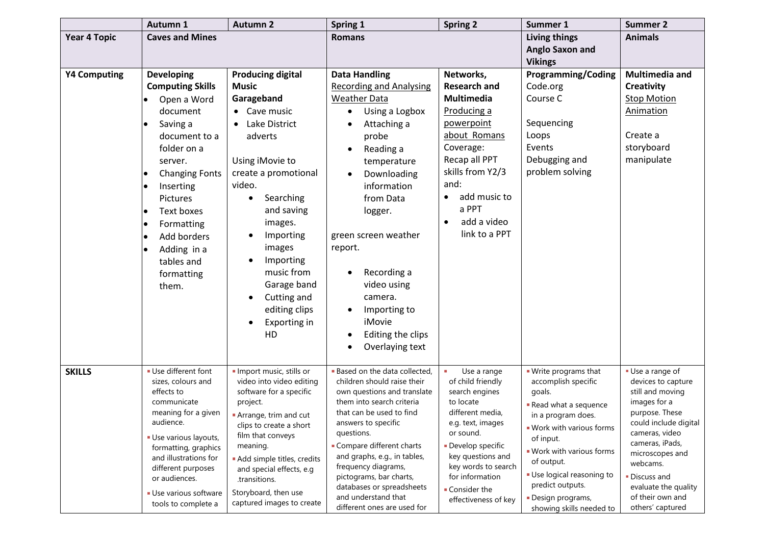| | Autumn 1 | Autumn 2 | Spring 1 | Spring 2 | Summer 1 | Summer 2 |
|---|---|---|---|---|---|---|
| **Year 4 Topic** | **Caves and Mines** | | **Romans** | | **Living things Anglo Saxon and Vikings** | **Animals** |
| **Y4 Computing** | **Developing Computing Skills**<br>• Open a Word document<br>• Saving a document to a folder on a server.<br>• Changing Fonts<br>• Inserting Pictures<br>• Text boxes<br>• Formatting<br>• Add borders<br>• Adding in a tables and formatting them. | **Producing digital Music Garageband**<br>• Cave music<br>• Lake District adverts<br><br>Using iMovie to create a promotional video.<br>• Searching and saving images.<br>• Importing images<br>• Importing music from Garage band<br>• Cutting and editing clips<br>• Exporting in HD | **Data Handling**<br>Recording and Analysing Weather Data<br>• Using a Logbox<br>• Attaching a probe<br>• Reading a temperature<br>• Downloading information from Data logger.<br><br>green screen weather report.<br>• Recording a video using camera.<br>• Importing to iMovie<br>• Editing the clips<br>• Overlaying text | **Networks, Research and Multimedia**<br>Producing a powerpoint about Romans<br>Coverage:<br>Recap all PPT skills from Y2/3 and:<br>• add music to a PPT<br>• add a video link to a PPT | **Programming/Coding**<br>Code.org<br>Course C<br><br>Sequencing<br>Loops<br>Events<br>Debugging and problem solving | **Multimedia and Creativity**<br>Stop Motion Animation<br><br>Create a storyboard manipulate |
| **SKILLS** | ▪ Use different font sizes, colours and effects to communicate meaning for a given audience.<br>▪ Use various layouts, formatting, graphics and illustrations for different purposes or audiences.<br>▪ Use various software tools to complete a | ▪ Import music, stills or video into video editing software for a specific project.<br>▪ Arrange, trim and cut clips to create a short film that conveys meaning.<br>▪ Add simple titles, credits and special effects, e.g .transitions.<br>Storyboard, then use captured images to create | ▪ Based on the data collected, children should raise their own questions and translate them into search criteria that can be used to find answers to specific questions.<br>▪ Compare different charts and graphs, e.g., in tables, frequency diagrams, pictograms, bar charts, databases or spreadsheets and understand that different ones are used for | ▪ Use a range of child friendly search engines to locate different media, e.g. text, images or sound.<br>▪ Develop specific key questions and key words to search for information<br>▪ Consider the effectiveness of key | ▪ Write programs that accomplish specific goals.<br>▪ Read what a sequence in a program does.<br>▪ Work with various forms of input.<br>▪ Work with various forms of output.<br>▪ Use logical reasoning to predict outputs.<br>▪ Design programs, showing skills needed to | ▪ Use a range of devices to capture still and moving images for a purpose. These could include digital cameras, video cameras, iPads, microscopes and webcams.<br>▪ Discuss and evaluate the quality of their own and others' captured |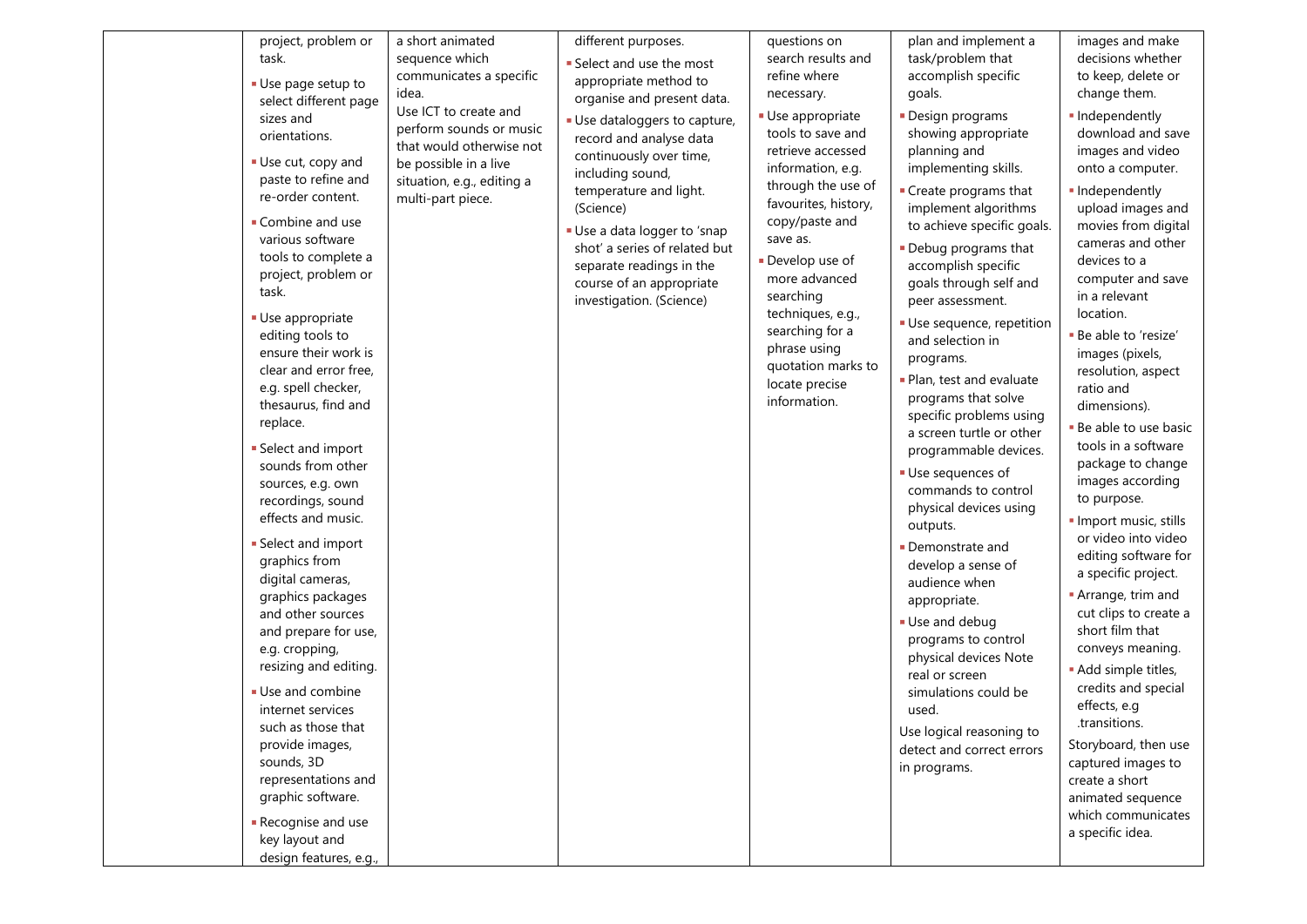| | | | | | | |
|---|---|---|---|---|---|---|
| | project, problem or task.<br>- Use page setup to select different page sizes and orientations.<br>- Use cut, copy and paste to refine and re-order content.<br>- Combine and use various software tools to complete a project, problem or task.<br>- Use appropriate editing tools to ensure their work is clear and error free, e.g. spell checker, thesaurus, find and replace.<br>- Select and import sounds from other sources, e.g. own recordings, sound effects and music.<br>- Select and import graphics from digital cameras, graphics packages and other sources and prepare for use, e.g. cropping, resizing and editing.<br>- Use and combine internet services such as those that provide images, sounds, 3D representations and graphic software.<br>- Recognise and use key layout and design features, e.g., | a short animated sequence which communicates a specific idea.<br>Use ICT to create and perform sounds or music that would otherwise not be possible in a live situation, e.g., editing a multi-part piece. | different purposes.<br>- Select and use the most appropriate method to organise and present data.<br>- Use dataloggers to capture, record and analyse data continuously over time, including sound, temperature and light. (Science)<br>- Use a data logger to 'snap shot' a series of related but separate readings in the course of an appropriate investigation. (Science) | questions on search results and refine where necessary.<br>- Use appropriate tools to save and retrieve accessed information, e.g. through the use of favourites, history, copy/paste and save as.<br>- Develop use of more advanced searching techniques, e.g., searching for a phrase using quotation marks to locate precise information. | plan and implement a task/problem that accomplish specific goals.<br>- Design programs showing appropriate planning and implementing skills.<br>- Create programs that implement algorithms to achieve specific goals.<br>- Debug programs that accomplish specific goals through self and peer assessment.<br>- Use sequence, repetition and selection in programs.<br>- Plan, test and evaluate programs that solve specific problems using a screen turtle or other programmable devices.<br>- Use sequences of commands to control physical devices using outputs.<br>- Demonstrate and develop a sense of audience when appropriate.<br>- Use and debug programs to control physical devices Note real or screen simulations could be used.<br>Use logical reasoning to detect and correct errors in programs. | images and make decisions whether to keep, delete or change them.<br>- Independently download and save images and video onto a computer.<br>- Independently upload images and movies from digital cameras and other devices to a computer and save in a relevant location.<br>- Be able to 'resize' images (pixels, resolution, aspect ratio and dimensions).<br>- Be able to use basic tools in a software package to change images according to purpose.<br>- Import music, stills or video into video editing software for a specific project.<br>- Arrange, trim and cut clips to create a short film that conveys meaning.<br>- Add simple titles, credits and special effects, e.g .transitions.<br>Storyboard, then use captured images to create a short animated sequence which communicates a specific idea. |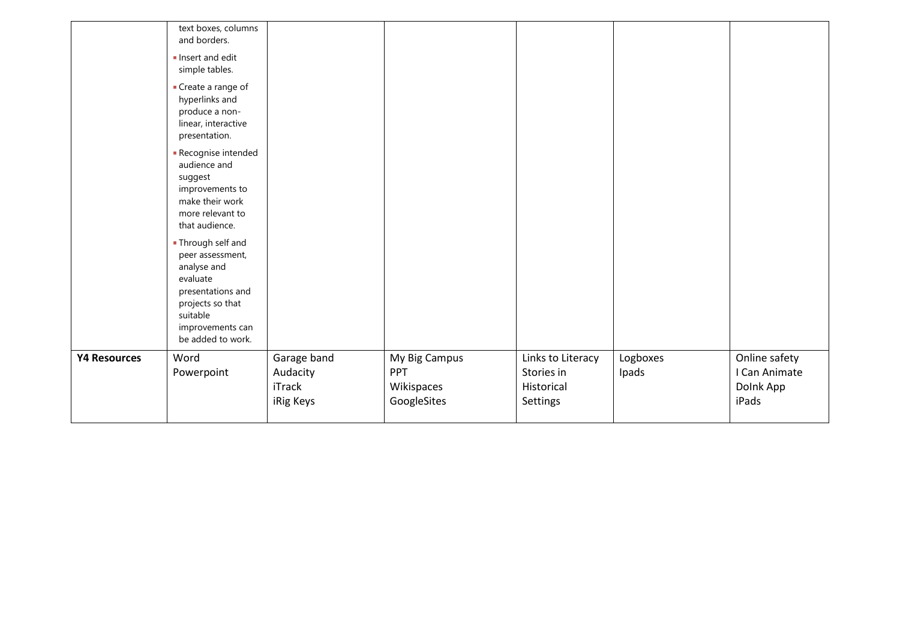|  |  |  |  |  |  |  |
|---|---|---|---|---|---|---|
|  | text boxes, columns and borders.<br>▪ Insert and edit simple tables.<br>▪ Create a range of hyperlinks and produce a non-linear, interactive presentation.<br>▪ Recognise intended audience and suggest improvements to make their work more relevant to that audience.<br>▪ Through self and peer assessment, analyse and evaluate presentations and projects so that suitable improvements can be added to work. |  |  |  |  |  |
| **Y4 Resources** | Word<br>Powerpoint | Garage band<br>Audacity<br>iTrack<br>iRig Keys | My Big Campus<br>PPT<br>Wikispaces<br>GoogleSites | Links to Literacy<br>Stories in Historical Settings | Logboxes<br>Ipads | Online safety<br>I Can Animate<br>DoInk App<br>iPads |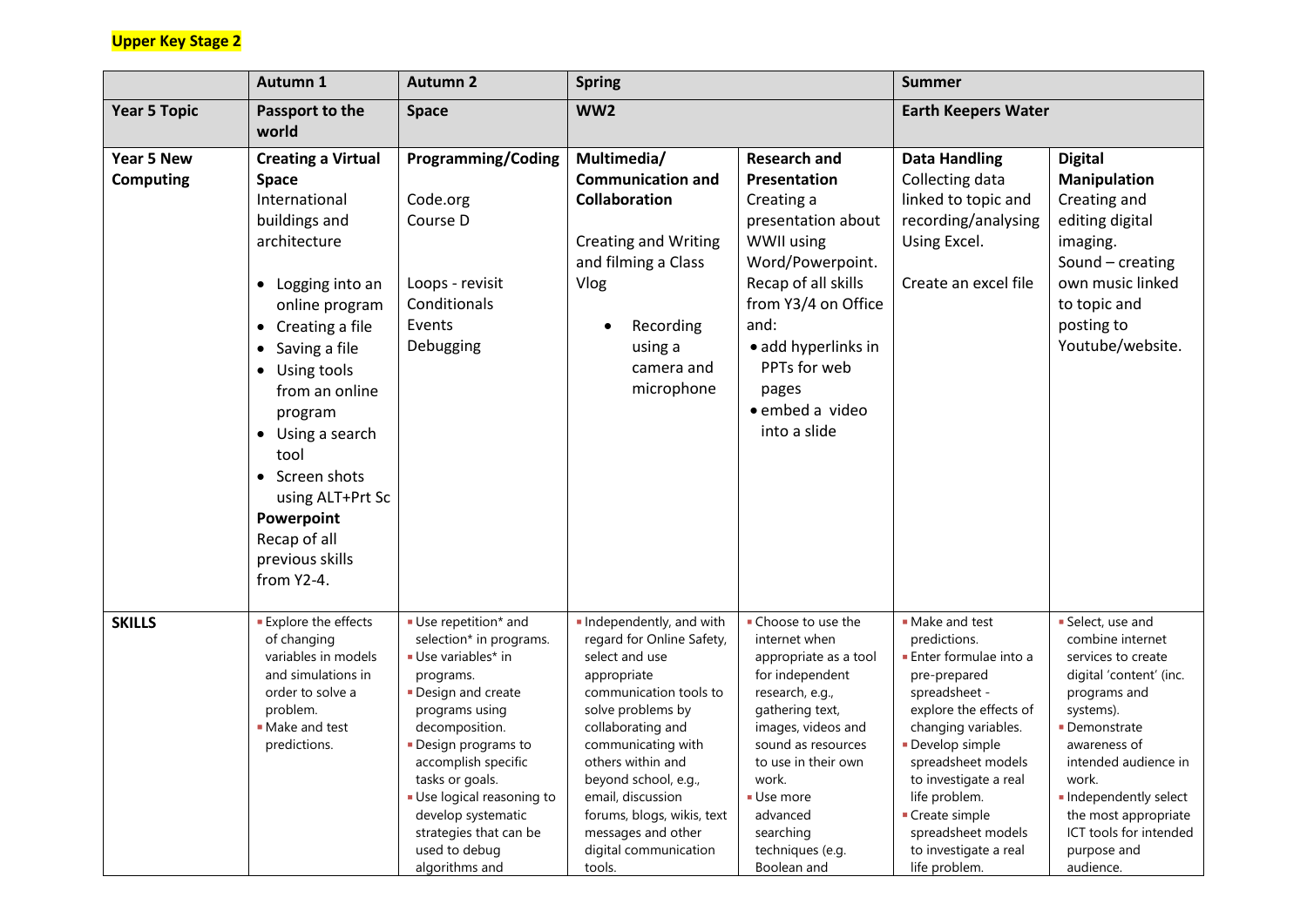**Upper Key Stage 2**

| | Autumn 1 | Autumn 2 | Spring | | Summer | |
|---|---|---|---|---|---|---|
| **Year 5 Topic** | **Passport to the world** | **Space** | **WW2** | | **Earth Keepers Water** | |
| **Year 5 New Computing** | **Creating a Virtual Space** International buildings and architecture<br>• Logging into an online program<br>• Creating a file<br>• Saving a file<br>• Using tools from an online program<br>• Using a search tool<br>• Screen shots using ALT+Prt Sc<br>**Powerpoint** Recap of all previous skills from Y2-4. | **Programming/Coding**<br>Code.org Course D<br>Loops - revisit<br>Conditionals<br>Events<br>Debugging | **Multimedia/ Communication and Collaboration**<br>Creating and Writing and filming a Class Vlog<br>• Recording using a camera and microphone | **Research and Presentation** Creating a presentation about WWII using Word/Powerpoint. Recap of all skills from Y3/4 on Office and:<br>• add hyperlinks in PPTs for web pages<br>• embed a video into a slide | **Data Handling** Collecting data linked to topic and recording/analysing Using Excel.<br>Create an excel file | **Digital Manipulation** Creating and editing digital imaging.<br>Sound – creating own music linked to topic and posting to Youtube/website. |
| **SKILLS** | • Explore the effects of changing variables in models and simulations in order to solve a problem.<br>• Make and test predictions. | • Use repetition* and selection* in programs.<br>• Use variables* in programs.<br>• Design and create programs using decomposition.<br>• Design programs to accomplish specific tasks or goals.<br>• Use logical reasoning to develop systematic strategies that can be used to debug algorithms and | • Independently, and with regard for Online Safety, select and use appropriate communication tools to solve problems by collaborating and communicating with others within and beyond school, e.g., email, discussion forums, blogs, wikis, text messages and other digital communication tools. | • Choose to use the internet when appropriate as a tool for independent research, e.g., gathering text, images, videos and sound as resources to use in their own work.<br>• Use more advanced searching techniques (e.g. Boolean and | • Make and test predictions.<br>• Enter formulae into a pre-prepared spreadsheet - explore the effects of changing variables.<br>• Develop simple spreadsheet models to investigate a real life problem.<br>• Create simple spreadsheet models to investigate a real life problem. | • Select, use and combine internet services to create digital 'content' (inc. programs and systems).<br>• Demonstrate awareness of intended audience in work.<br>• Independently select the most appropriate ICT tools for intended purpose and audience. |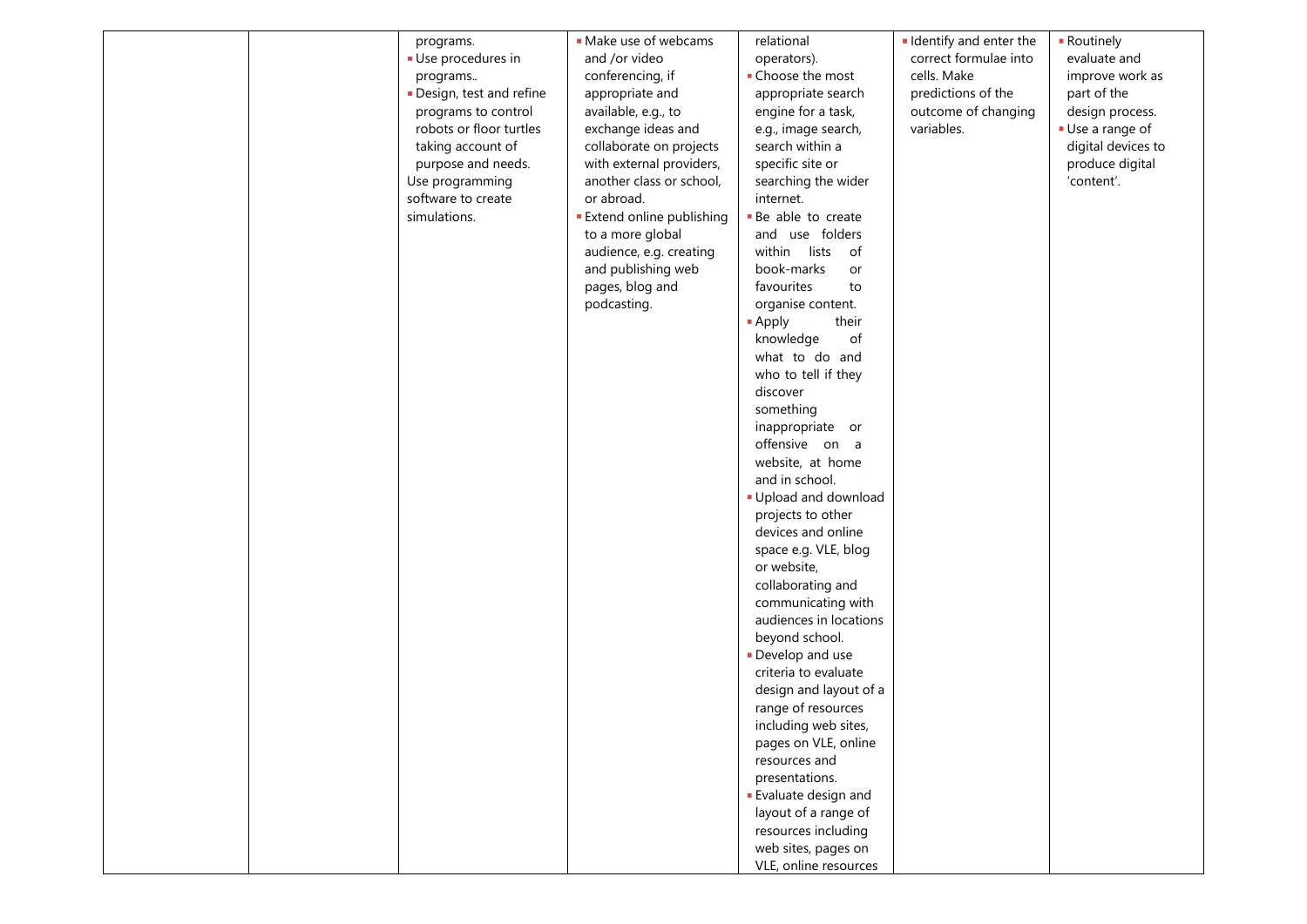| | | | | | | |
|---|---|---|---|---|---|---|
| | | programs.<br>▪ Use procedures in programs..<br>▪ Design, test and refine programs to control robots or floor turtles taking account of purpose and needs.<br>Use programming software to create simulations. | ▪ Make use of webcams and /or video conferencing, if appropriate and available, e.g., to exchange ideas and collaborate on projects with external providers, another class or school, or abroad.<br>▪ Extend online publishing to a more global audience, e.g. creating and publishing web pages, blog and podcasting. | relational operators).<br>▪ Choose the most appropriate search engine for a task, e.g., image search, search within a specific site or searching the wider internet.<br>▪ Be able to create and use folders within lists of book-marks or favourites to organise content.<br>▪ Apply their knowledge of what to do and who to tell if they discover something inappropriate or offensive on a website, at home and in school.<br>▪ Upload and download projects to other devices and online space e.g. VLE, blog or website, collaborating and communicating with audiences in locations beyond school.<br>▪ Develop and use criteria to evaluate design and layout of a range of resources including web sites, pages on VLE, online resources and presentations.<br>▪ Evaluate design and layout of a range of resources including web sites, pages on VLE, online resources | ▪ Identify and enter the correct formulae into cells. Make predictions of the outcome of changing variables. | ▪ Routinely evaluate and improve work as part of the design process.<br>▪ Use a range of digital devices to produce digital 'content'. |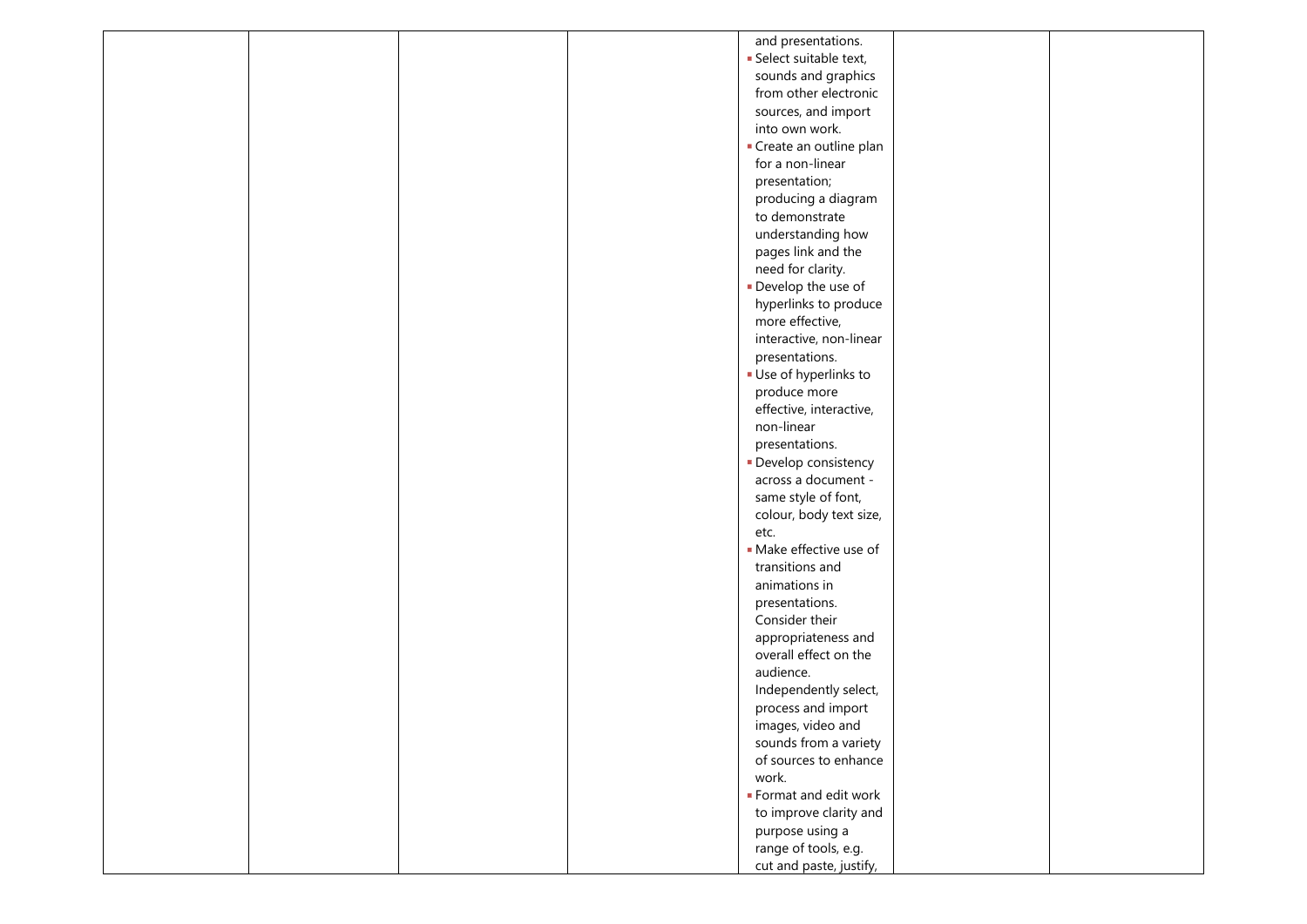|  |  |  |  |  |  |  |
|---|---|---|---|---|---|---|
|  |  |  |  | and presentations.<br>- Select suitable text, sounds and graphics from other electronic sources, and import into own work.<br>- Create an outline plan for a non-linear presentation; producing a diagram to demonstrate understanding how pages link and the need for clarity.<br>- Develop the use of hyperlinks to produce more effective, interactive, non-linear presentations.<br>- Use of hyperlinks to produce more effective, interactive, non-linear presentations.<br>- Develop consistency across a document - same style of font, colour, body text size, etc.<br>- Make effective use of transitions and animations in presentations. Consider their appropriateness and overall effect on the audience. Independently select, process and import images, video and sounds from a variety of sources to enhance work.<br>- Format and edit work to improve clarity and purpose using a range of tools, e.g. cut and paste, justify, |  |  |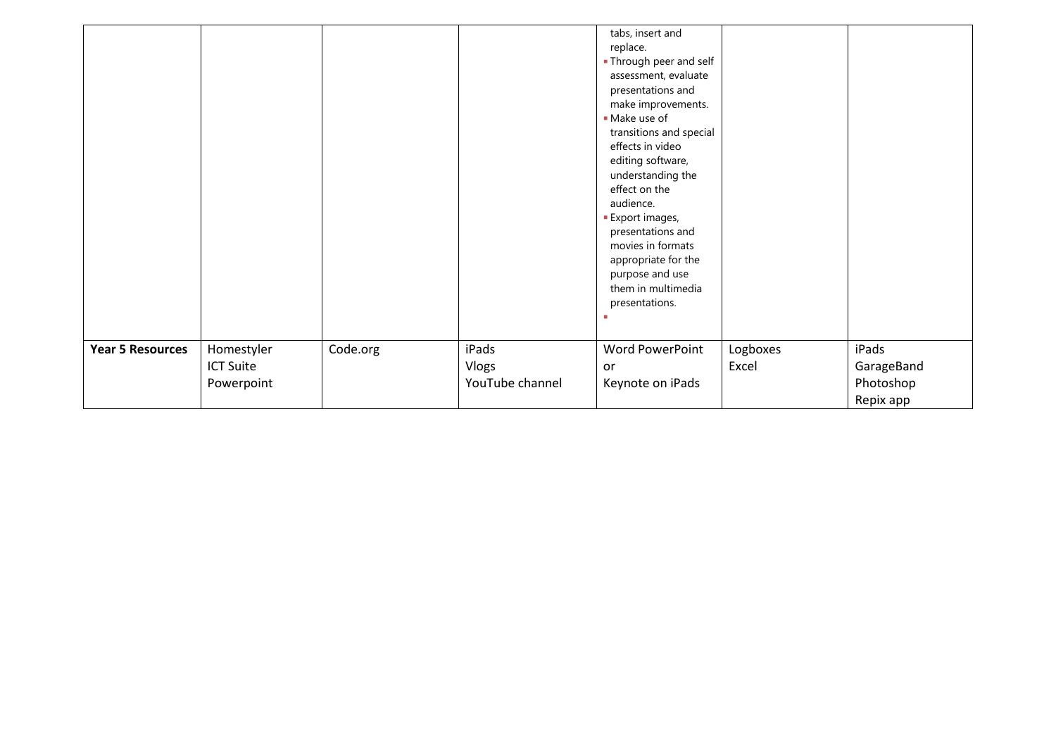| | | | | | | |
|---|---|---|---|---|---|---|
| | | | | tabs, insert and replace.<br>▪ Through peer and self assessment, evaluate presentations and make improvements.<br>▪ Make use of transitions and special effects in video editing software, understanding the effect on the audience.<br>▪ Export images, presentations and movies in formats appropriate for the purpose and use them in multimedia presentations.<br>▪ | | |
| **Year 5 Resources** | Homestyler<br>ICT Suite<br>Powerpoint | Code.org | iPads<br>Vlogs<br>YouTube channel | Word PowerPoint<br>or<br>Keynote on iPads | Logboxes<br>Excel | iPads<br>GarageBand<br>Photoshop<br>Repix app |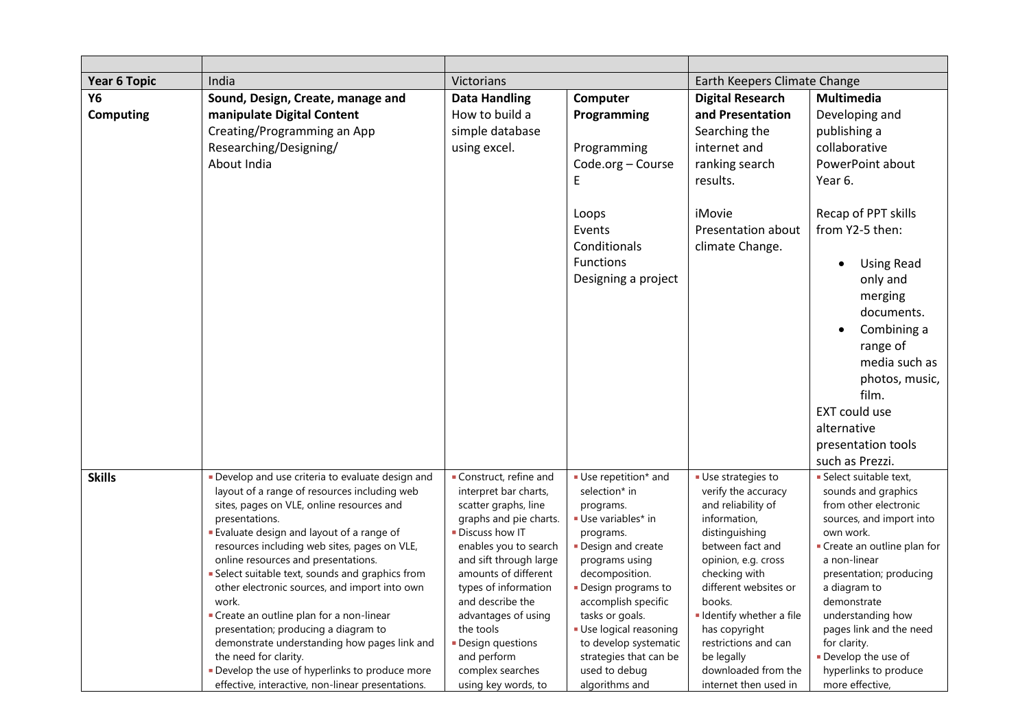| | | | | | |
|---|---|---|---|---|---|
| **Year 6 Topic** | India | Victorians | | Earth Keepers Climate Change | |
| **Y6 Computing** | **Sound, Design, Create, manage and manipulate Digital Content**<br>Creating/Programming an App<br>Researching/Designing/<br>About India | **Data Handling**<br>How to build a simple database using excel. | **Computer Programming**<br><br>Programming Code.org – Course E<br><br>Loops<br>Events<br>Conditionals<br>Functions<br>Designing a project | **Digital Research and Presentation**<br>Searching the internet and ranking search results.<br><br>iMovie Presentation about climate Change. | **Multimedia**<br>Developing and publishing a collaborative PowerPoint about Year 6.<br><br>Recap of PPT skills from Y2-5 then:<br>• Using Read only and merging documents.<br>• Combining a range of media such as photos, music, film.<br>EXT could use alternative presentation tools such as Prezzi. |
| **Skills** | ▪ Develop and use criteria to evaluate design and layout of a range of resources including web sites, pages on VLE, online resources and presentations.<br>▪ Evaluate design and layout of a range of resources including web sites, pages on VLE, online resources and presentations.<br>▪ Select suitable text, sounds and graphics from other electronic sources, and import into own work.<br>▪ Create an outline plan for a non-linear presentation; producing a diagram to demonstrate understanding how pages link and the need for clarity.<br>▪ Develop the use of hyperlinks to produce more effective, interactive, non-linear presentations. | ▪ Construct, refine and interpret bar charts, scatter graphs, line graphs and pie charts.<br>▪ Discuss how IT enables you to search and sift through large amounts of different types of information and describe the advantages of using the tools<br>▪ Design questions and perform complex searches using key words, to | ▪ Use repetition* and selection* in programs.<br>▪ Use variables* in programs.<br>▪ Design and create programs using decomposition.<br>▪ Design programs to accomplish specific tasks or goals.<br>▪ Use logical reasoning to develop systematic strategies that can be used to debug algorithms and | ▪ Use strategies to verify the accuracy and reliability of information, distinguishing between fact and opinion, e.g. cross checking with different websites or books.<br>▪ Identify whether a file has copyright restrictions and can be legally downloaded from the internet then used in | ▪ Select suitable text, sounds and graphics from other electronic sources, and import into own work.<br>▪ Create an outline plan for a non-linear presentation; producing a diagram to demonstrate understanding how pages link and the need for clarity.<br>▪ Develop the use of hyperlinks to produce more effective, |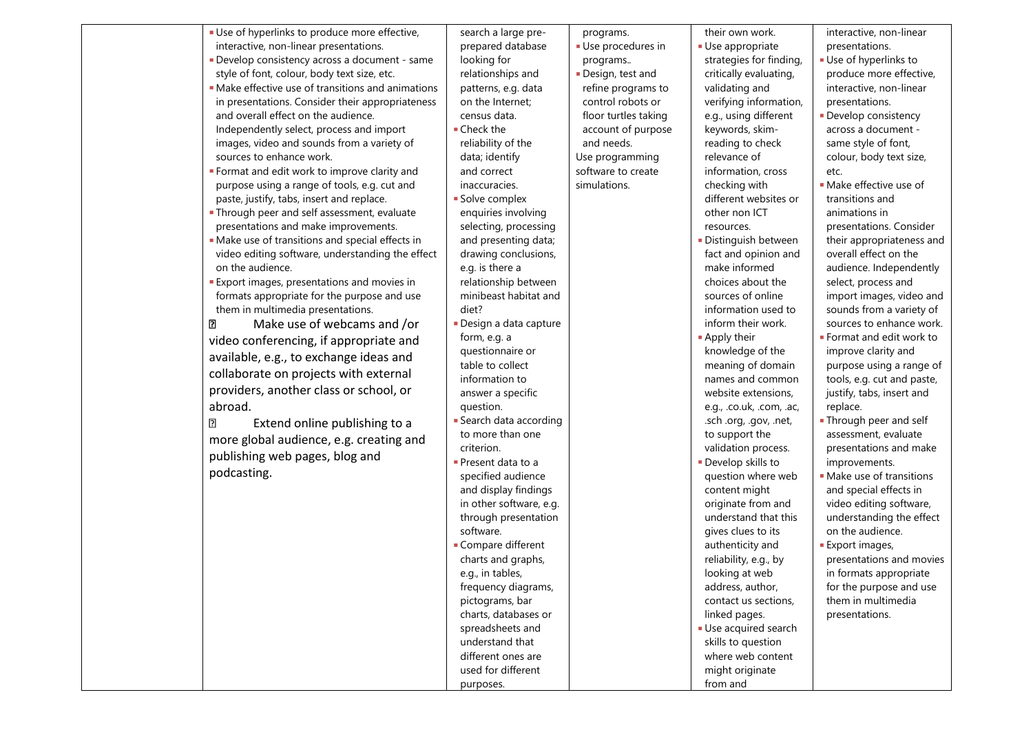|  | ▪ Use of hyperlinks to produce more effective, interactive, non-linear presentations.<br>▪ Develop consistency across a document - same style of font, colour, body text size, etc.<br>▪ Make effective use of transitions and animations in presentations. Consider their appropriateness and overall effect on the audience. Independently select, process and import images, video and sounds from a variety of sources to enhance work.<br>▪ Format and edit work to improve clarity and purpose using a range of tools, e.g. cut and paste, justify, tabs, insert and replace.<br>▪ Through peer and self assessment, evaluate presentations and make improvements.<br>▪ Make use of transitions and special effects in video editing software, understanding the effect on the audience.<br>▪ Export images, presentations and movies in formats appropriate for the purpose and use them in multimedia presentations.<br>▪ Make use of webcams and /or video conferencing, if appropriate and available, e.g., to exchange ideas and collaborate on projects with external providers, another class or school, or abroad.<br>▪ Extend online publishing to a more global audience, e.g. creating and publishing web pages, blog and podcasting. | search a large pre-prepared database looking for relationships and patterns, e.g. data on the Internet; census data.<br>▪ Check the reliability of the data; identify and correct inaccuracies.<br>▪ Solve complex enquiries involving selecting, processing and presenting data; drawing conclusions, e.g. is there a relationship between minibeast habitat and diet?<br>▪ Design a data capture form, e.g. a questionnaire or table to collect information to answer a specific question.<br>▪ Search data according to more than one criterion.<br>▪ Present data to a specified audience and display findings in other software, e.g. through presentation software.<br>▪ Compare different charts and graphs, e.g., in tables, frequency diagrams, pictograms, bar charts, databases or spreadsheets and understand that different ones are used for different purposes. | programs.<br>▪ Use procedures in programs..<br>▪ Design, test and refine programs to control robots or floor turtles taking account of purpose and needs.<br>Use programming software to create simulations. | their own work.<br>▪ Use appropriate strategies for finding, critically evaluating, validating and verifying information, e.g., using different keywords, skim-reading to check relevance of information, cross checking with different websites or other non ICT resources.<br>▪ Distinguish between fact and opinion and make informed choices about the sources of online information used to inform their work.<br>▪ Apply their knowledge of the meaning of domain names and common website extensions, e.g., .co.uk, .com, .ac, .sch .org, .gov, .net, to support the validation process.<br>▪ Develop skills to question where web content might originate from and understand that this gives clues to its authenticity and reliability, e.g., by looking at web address, author, contact us sections, linked pages.<br>▪ Use acquired search skills to question where web content might originate from and | interactive, non-linear presentations.<br>▪ Use of hyperlinks to produce more effective, interactive, non-linear presentations.<br>▪ Develop consistency across a document - same style of font, colour, body text size, etc.<br>▪ Make effective use of transitions and animations in presentations. Consider their appropriateness and overall effect on the audience. Independently select, process and import images, video and sounds from a variety of sources to enhance work.<br>▪ Format and edit work to improve clarity and purpose using a range of tools, e.g. cut and paste, justify, tabs, insert and replace.<br>▪ Through peer and self assessment, evaluate presentations and make improvements.<br>▪ Make use of transitions and special effects in video editing software, understanding the effect on the audience.<br>▪ Export images, presentations and movies in formats appropriate for the purpose and use them in multimedia presentations. |
|---|---|---|---|---|---|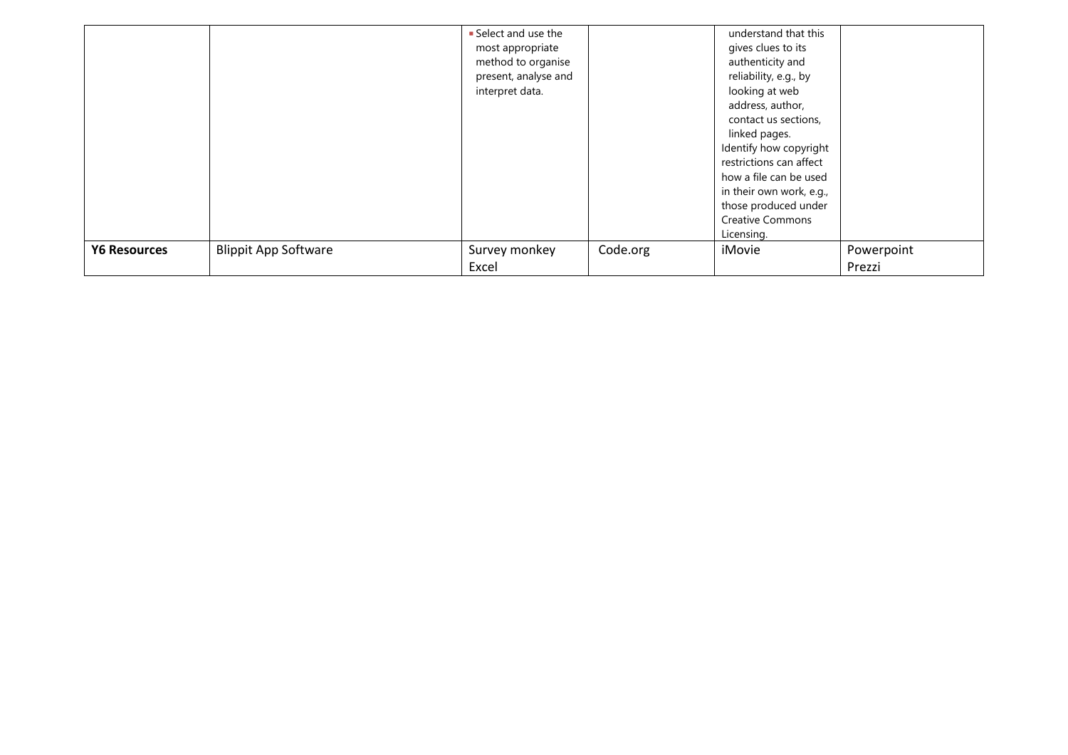| | | | | | |
|---|---|---|---|---|---|
| | | ▪ Select and use the most appropriate method to organise present, analyse and interpret data. | | understand that this gives clues to its authenticity and reliability, e.g., by looking at web address, author, contact us sections, linked pages.<br>Identify how copyright restrictions can affect how a file can be used in their own work, e.g., those produced under Creative Commons Licensing. | |
| **Y6 Resources** | Blippit App Software | Survey monkey<br>Excel | Code.org | iMovie | Powerpoint<br>Prezzi |